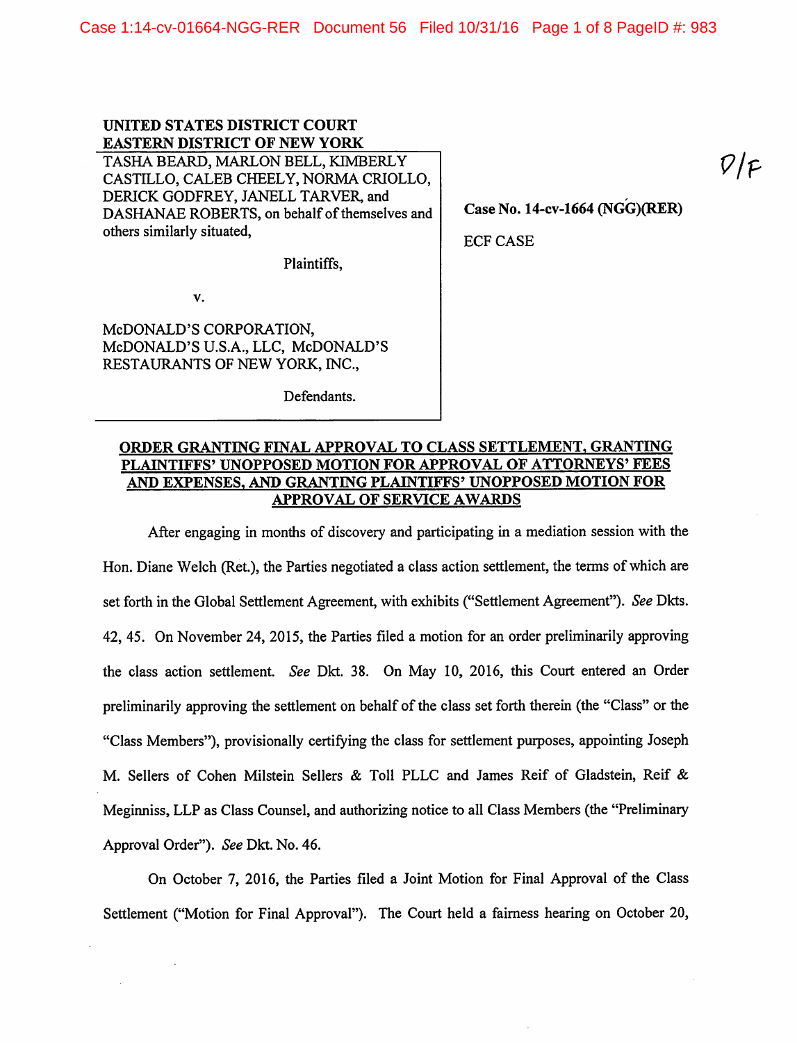UNITED STATES DISTRICT COURT
EASTERN DISTRICT OF NEW YORK

TASHA BEARD, MARLON BELL, KIMBERLY CASTILLO, CALEB CHEELY, NORMA CRIOLLO, DERICK GODFREY, JANELL TARVER, and DASHANAE ROBERTS, on behalf of themselves and others similarly situated,

Plaintiffs,

v.

McDONALD'S CORPORATION, McDONALD'S U.S.A., LLC, McDONALD'S RESTAURANTS OF NEW YORK, INC.,

Defendants.

**Case No. 14-cv-1664 (NGG)(RER)**

ECF CASE

D/F

**ORDER GRANTING FINAL APPROVAL TO CLASS SETTLEMENT, GRANTING PLAINTIFFS' UNOPPOSED MOTION FOR APPROVAL OF ATTORNEYS' FEES AND EXPENSES, AND GRANTING PLAINTIFFS' UNOPPOSED MOTION FOR APPROVAL OF SERVICE AWARDS**

After engaging in months of discovery and participating in a mediation session with the Hon. Diane Welch (Ret.), the Parties negotiated a class action settlement, the terms of which are set forth in the Global Settlement Agreement, with exhibits ("Settlement Agreement"). *See* Dkts. 42, 45. On November 24, 2015, the Parties filed a motion for an order preliminarily approving the class action settlement. *See* Dkt. 38. On May 10, 2016, this Court entered an Order preliminarily approving the settlement on behalf of the class set forth therein (the "Class" or the "Class Members"), provisionally certifying the class for settlement purposes, appointing Joseph M. Sellers of Cohen Milstein Sellers & Toll PLLC and James Reif of Gladstein, Reif & Meginniss, LLP as Class Counsel, and authorizing notice to all Class Members (the "Preliminary Approval Order"). *See* Dkt. No. 46.

On October 7, 2016, the Parties filed a Joint Motion for Final Approval of the Class Settlement ("Motion for Final Approval"). The Court held a fairness hearing on October 20,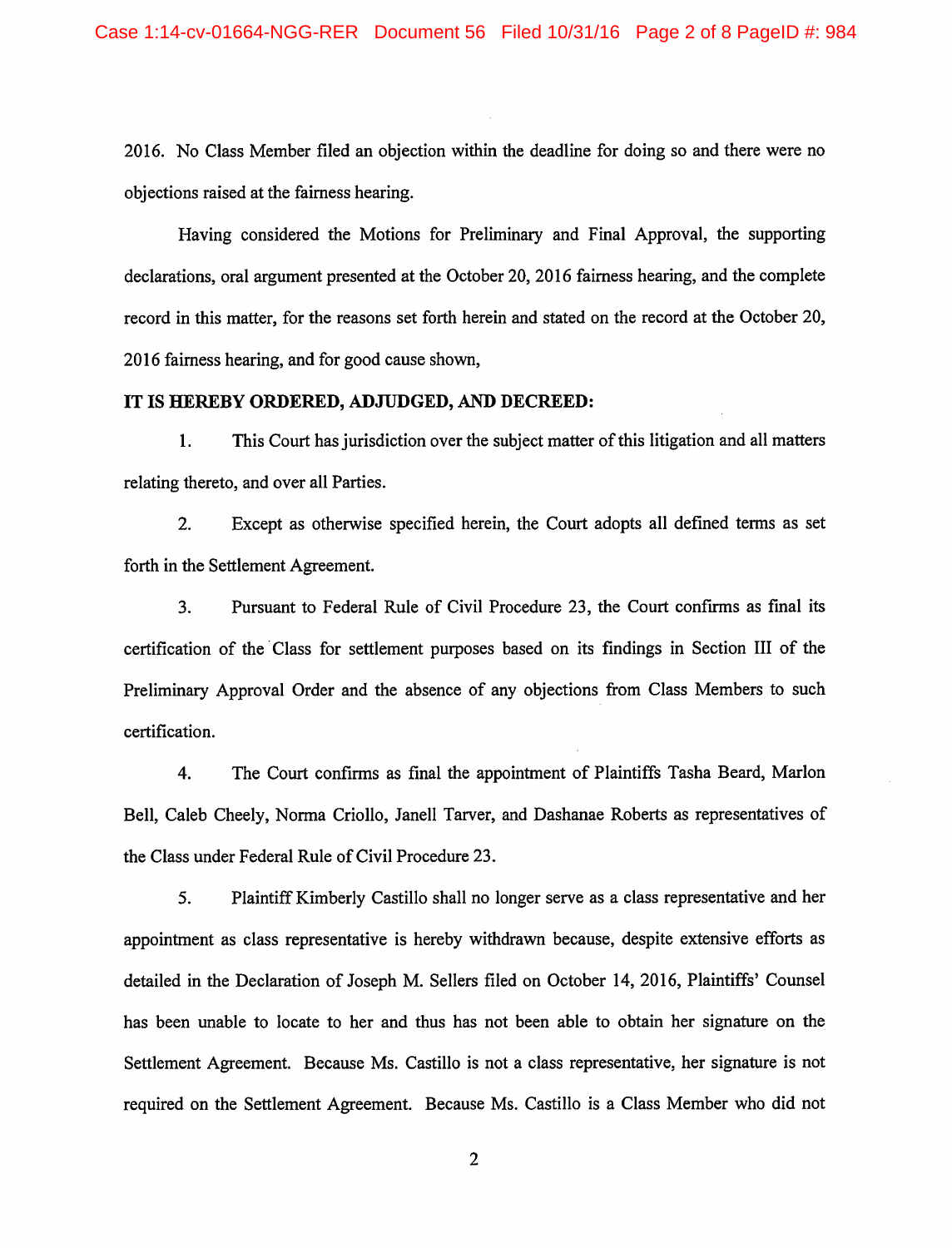2016. No Class Member filed an objection within the deadline for doing so and there were no objections raised at the fairness hearing.

Having considered the Motions for Preliminary and Final Approval, the supporting declarations, oral argument presented at the October 20, 2016 fairness hearing, and the complete record in this matter, for the reasons set forth herein and stated on the record at the October 20, 2016 fairness hearing, and for good cause shown,

**IT IS HEREBY ORDERED, ADJUDGED, AND DECREED:**

1. This Court has jurisdiction over the subject matter of this litigation and all matters relating thereto, and over all Parties.

2. Except as otherwise specified herein, the Court adopts all defined terms as set forth in the Settlement Agreement.

3. Pursuant to Federal Rule of Civil Procedure 23, the Court confirms as final its certification of the Class for settlement purposes based on its findings in Section III of the Preliminary Approval Order and the absence of any objections from Class Members to such certification.

4. The Court confirms as final the appointment of Plaintiffs Tasha Beard, Marlon Bell, Caleb Cheely, Norma Criollo, Janell Tarver, and Dashanae Roberts as representatives of the Class under Federal Rule of Civil Procedure 23.

5. Plaintiff Kimberly Castillo shall no longer serve as a class representative and her appointment as class representative is hereby withdrawn because, despite extensive efforts as detailed in the Declaration of Joseph M. Sellers filed on October 14, 2016, Plaintiffs' Counsel has been unable to locate to her and thus has not been able to obtain her signature on the Settlement Agreement. Because Ms. Castillo is not a class representative, her signature is not required on the Settlement Agreement. Because Ms. Castillo is a Class Member who did not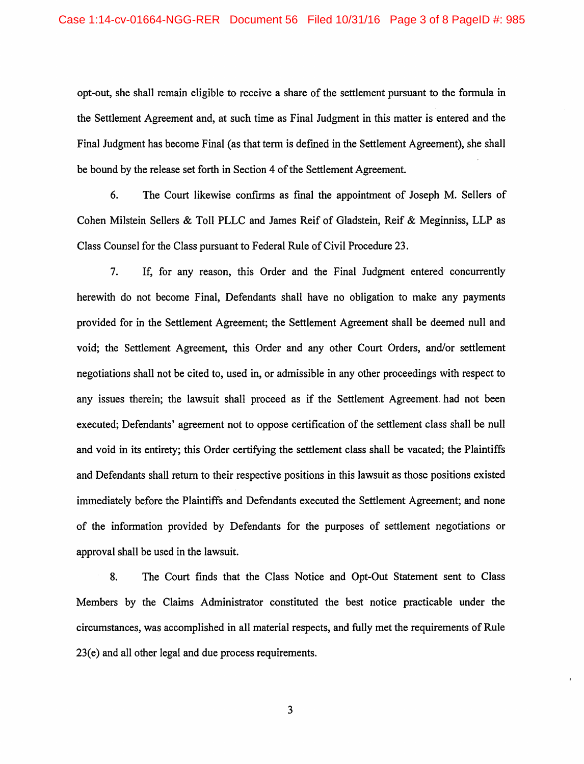opt-out, she shall remain eligible to receive a share of the settlement pursuant to the formula in the Settlement Agreement and, at such time as Final Judgment in this matter is entered and the Final Judgment has become Final (as that term is defined in the Settlement Agreement), she shall be bound by the release set forth in Section 4 of the Settlement Agreement.

6. The Court likewise confirms as final the appointment of Joseph M. Sellers of Cohen Milstein Sellers & Toll PLLC and James Reif of Gladstein, Reif & Meginniss, LLP as Class Counsel for the Class pursuant to Federal Rule of Civil Procedure 23.

7. If, for any reason, this Order and the Final Judgment entered concurrently herewith do not become Final, Defendants shall have no obligation to make any payments provided for in the Settlement Agreement; the Settlement Agreement shall be deemed null and void; the Settlement Agreement, this Order and any other Court Orders, and/or settlement negotiations shall not be cited to, used in, or admissible in any other proceedings with respect to any issues therein; the lawsuit shall proceed as if the Settlement Agreement had not been executed; Defendants' agreement not to oppose certification of the settlement class shall be null and void in its entirety; this Order certifying the settlement class shall be vacated; the Plaintiffs and Defendants shall return to their respective positions in this lawsuit as those positions existed immediately before the Plaintiffs and Defendants executed the Settlement Agreement; and none of the information provided by Defendants for the purposes of settlement negotiations or approval shall be used in the lawsuit.

8. The Court finds that the Class Notice and Opt-Out Statement sent to Class Members by the Claims Administrator constituted the best notice practicable under the circumstances, was accomplished in all material respects, and fully met the requirements of Rule 23(e) and all other legal and due process requirements.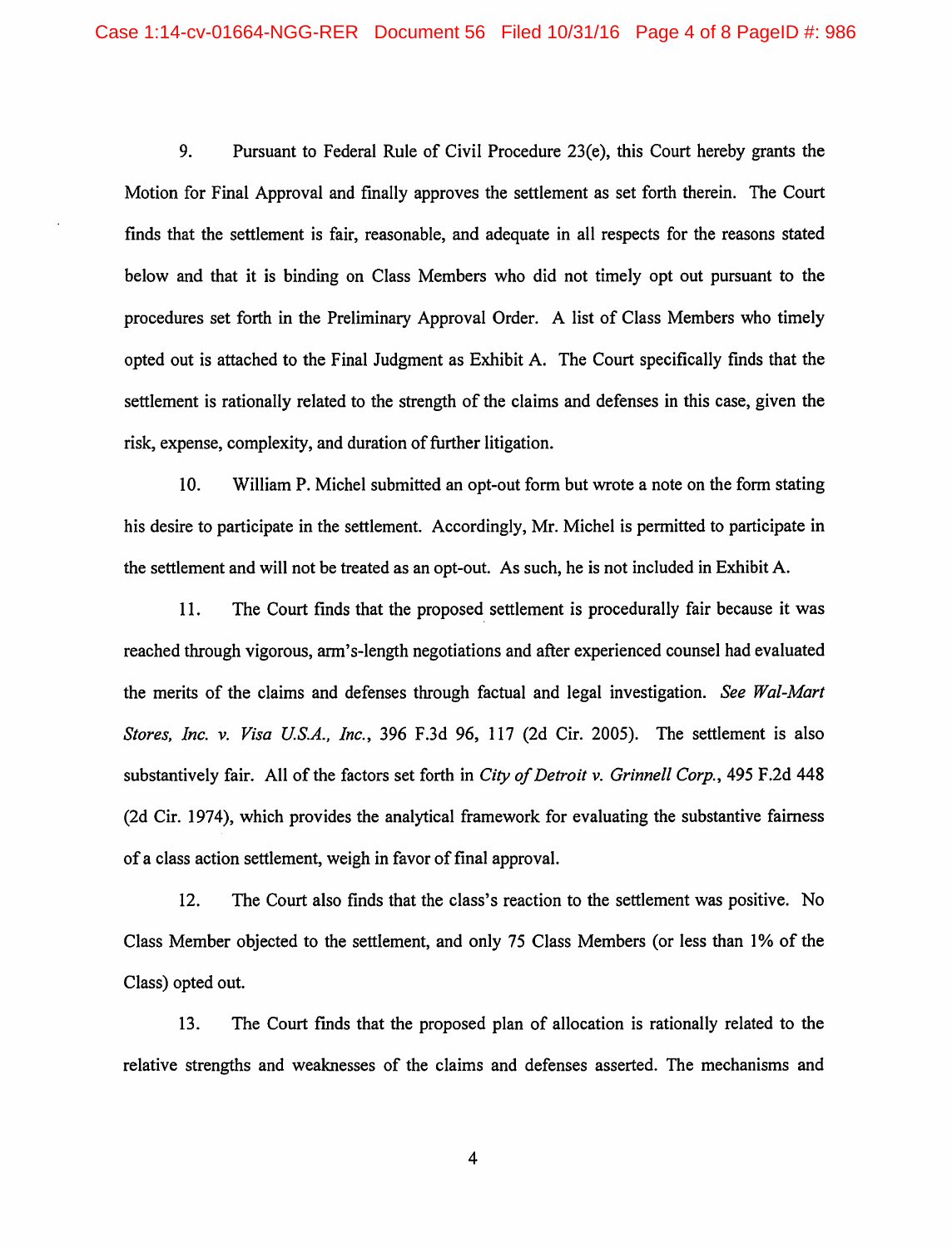9. Pursuant to Federal Rule of Civil Procedure 23(e), this Court hereby grants the Motion for Final Approval and finally approves the settlement as set forth therein. The Court finds that the settlement is fair, reasonable, and adequate in all respects for the reasons stated below and that it is binding on Class Members who did not timely opt out pursuant to the procedures set forth in the Preliminary Approval Order. A list of Class Members who timely opted out is attached to the Final Judgment as Exhibit A. The Court specifically finds that the settlement is rationally related to the strength of the claims and defenses in this case, given the risk, expense, complexity, and duration of further litigation.

10. William P. Michel submitted an opt-out form but wrote a note on the form stating his desire to participate in the settlement. Accordingly, Mr. Michel is permitted to participate in the settlement and will not be treated as an opt-out. As such, he is not included in Exhibit A.

11. The Court finds that the proposed settlement is procedurally fair because it was reached through vigorous, arm's-length negotiations and after experienced counsel had evaluated the merits of the claims and defenses through factual and legal investigation. *See Wal-Mart Stores, Inc. v. Visa U.S.A., Inc.*, 396 F.3d 96, 117 (2d Cir. 2005). The settlement is also substantively fair. All of the factors set forth in *City of Detroit v. Grinnell Corp.*, 495 F.2d 448 (2d Cir. 1974), which provides the analytical framework for evaluating the substantive fairness of a class action settlement, weigh in favor of final approval.

12. The Court also finds that the class's reaction to the settlement was positive. No Class Member objected to the settlement, and only 75 Class Members (or less than 1% of the Class) opted out.

13. The Court finds that the proposed plan of allocation is rationally related to the relative strengths and weaknesses of the claims and defenses asserted. The mechanisms and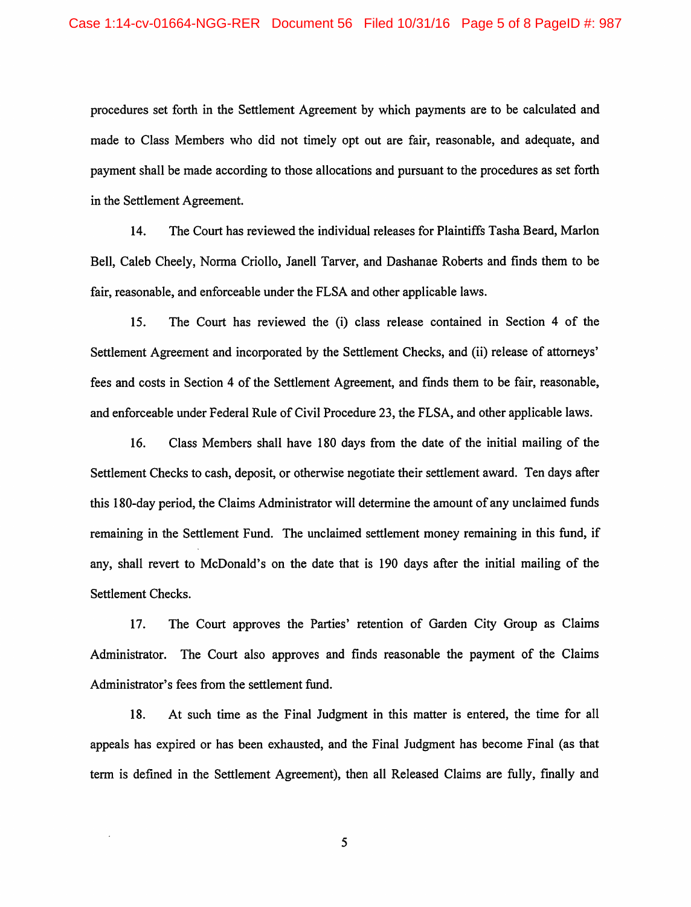procedures set forth in the Settlement Agreement by which payments are to be calculated and made to Class Members who did not timely opt out are fair, reasonable, and adequate, and payment shall be made according to those allocations and pursuant to the procedures as set forth in the Settlement Agreement.

14. The Court has reviewed the individual releases for Plaintiffs Tasha Beard, Marlon Bell, Caleb Cheely, Norma Criollo, Janell Tarver, and Dashanae Roberts and finds them to be fair, reasonable, and enforceable under the FLSA and other applicable laws.

15. The Court has reviewed the (i) class release contained in Section 4 of the Settlement Agreement and incorporated by the Settlement Checks, and (ii) release of attorneys' fees and costs in Section 4 of the Settlement Agreement, and finds them to be fair, reasonable, and enforceable under Federal Rule of Civil Procedure 23, the FLSA, and other applicable laws.

16. Class Members shall have 180 days from the date of the initial mailing of the Settlement Checks to cash, deposit, or otherwise negotiate their settlement award. Ten days after this 180-day period, the Claims Administrator will determine the amount of any unclaimed funds remaining in the Settlement Fund. The unclaimed settlement money remaining in this fund, if any, shall revert to McDonald's on the date that is 190 days after the initial mailing of the Settlement Checks.

17. The Court approves the Parties' retention of Garden City Group as Claims Administrator. The Court also approves and finds reasonable the payment of the Claims Administrator's fees from the settlement fund.

18. At such time as the Final Judgment in this matter is entered, the time for all appeals has expired or has been exhausted, and the Final Judgment has become Final (as that term is defined in the Settlement Agreement), then all Released Claims are fully, finally and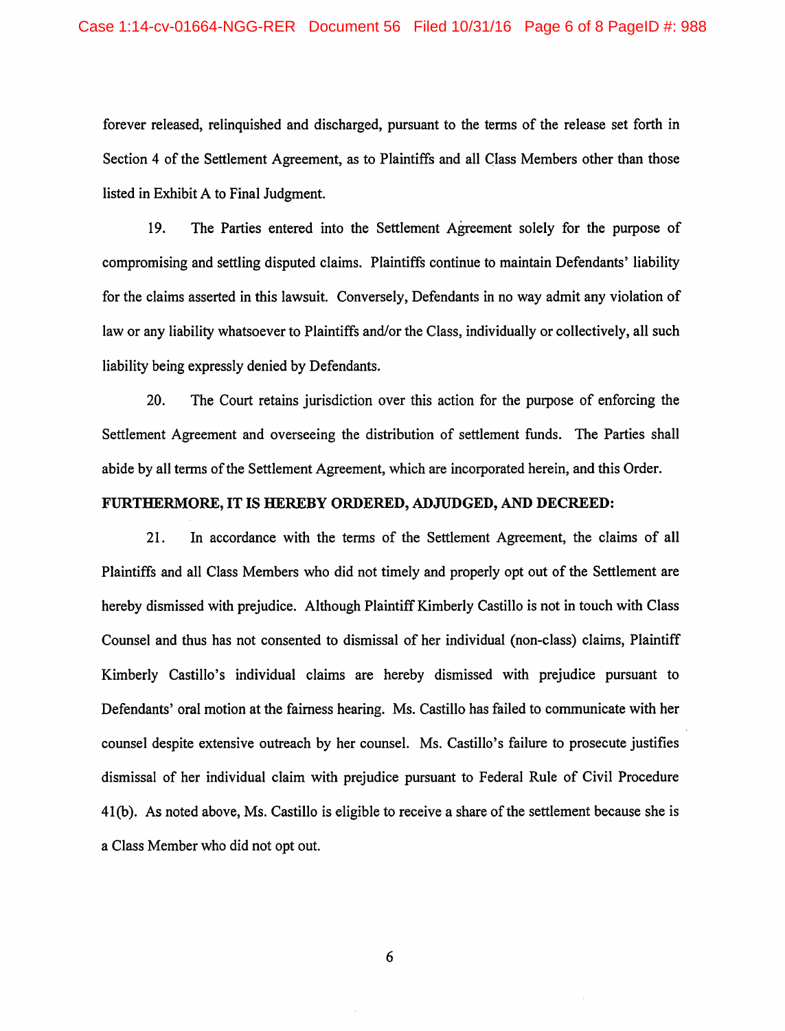forever released, relinquished and discharged, pursuant to the terms of the release set forth in Section 4 of the Settlement Agreement, as to Plaintiffs and all Class Members other than those listed in Exhibit A to Final Judgment.

19. The Parties entered into the Settlement Agreement solely for the purpose of compromising and settling disputed claims. Plaintiffs continue to maintain Defendants' liability for the claims asserted in this lawsuit. Conversely, Defendants in no way admit any violation of law or any liability whatsoever to Plaintiffs and/or the Class, individually or collectively, all such liability being expressly denied by Defendants.

20. The Court retains jurisdiction over this action for the purpose of enforcing the Settlement Agreement and overseeing the distribution of settlement funds. The Parties shall abide by all terms of the Settlement Agreement, which are incorporated herein, and this Order.

**FURTHERMORE, IT IS HEREBY ORDERED, ADJUDGED, AND DECREED:**

21. In accordance with the terms of the Settlement Agreement, the claims of all Plaintiffs and all Class Members who did not timely and properly opt out of the Settlement are hereby dismissed with prejudice. Although Plaintiff Kimberly Castillo is not in touch with Class Counsel and thus has not consented to dismissal of her individual (non-class) claims, Plaintiff Kimberly Castillo's individual claims are hereby dismissed with prejudice pursuant to Defendants' oral motion at the fairness hearing. Ms. Castillo has failed to communicate with her counsel despite extensive outreach by her counsel. Ms. Castillo's failure to prosecute justifies dismissal of her individual claim with prejudice pursuant to Federal Rule of Civil Procedure 41(b). As noted above, Ms. Castillo is eligible to receive a share of the settlement because she is a Class Member who did not opt out.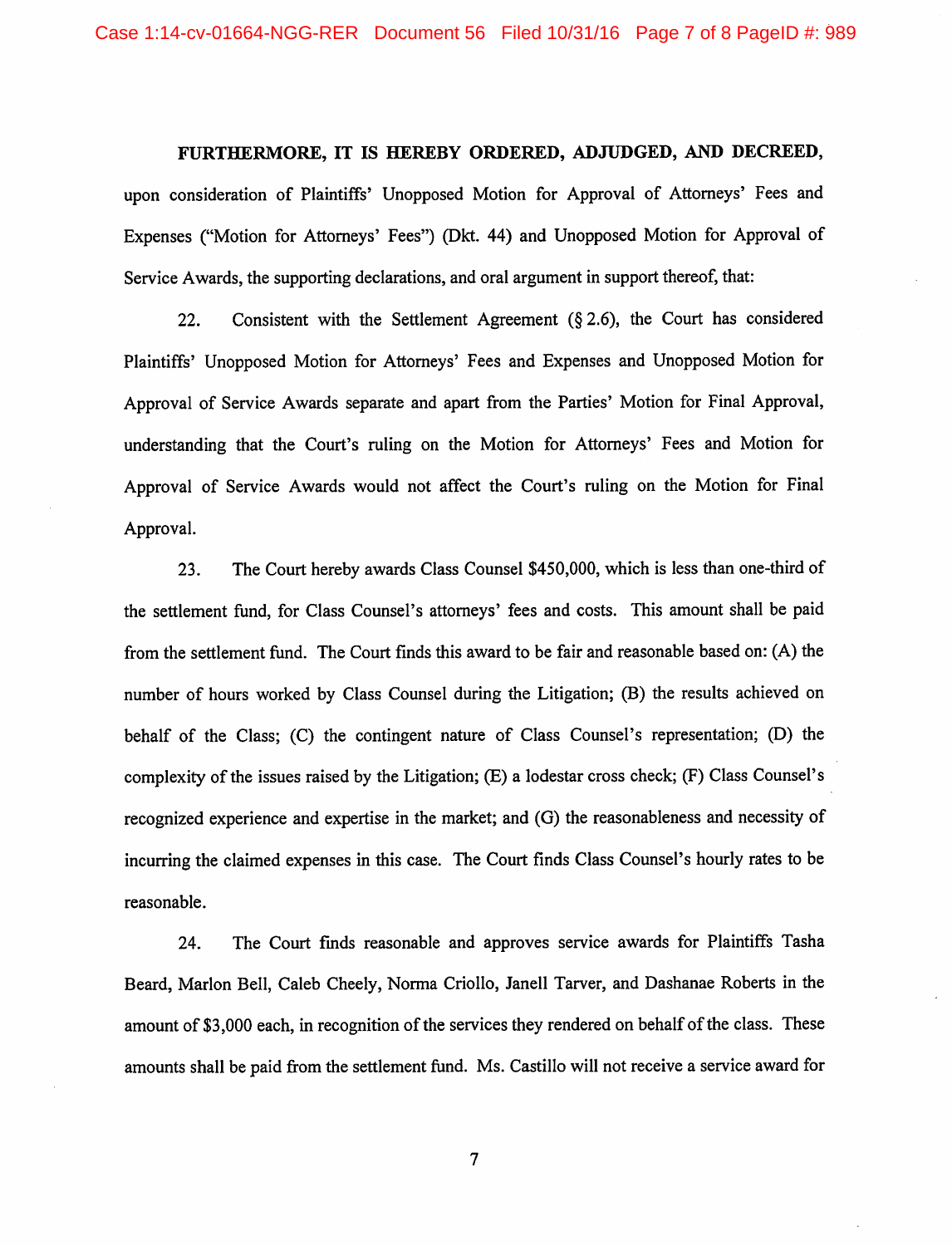**FURTHERMORE, IT IS HEREBY ORDERED, ADJUDGED, AND DECREED,** upon consideration of Plaintiffs' Unopposed Motion for Approval of Attorneys' Fees and Expenses ("Motion for Attorneys' Fees") (Dkt. 44) and Unopposed Motion for Approval of Service Awards, the supporting declarations, and oral argument in support thereof, that:

22. Consistent with the Settlement Agreement (§ 2.6), the Court has considered Plaintiffs' Unopposed Motion for Attorneys' Fees and Expenses and Unopposed Motion for Approval of Service Awards separate and apart from the Parties' Motion for Final Approval, understanding that the Court's ruling on the Motion for Attorneys' Fees and Motion for Approval of Service Awards would not affect the Court's ruling on the Motion for Final Approval.

23. The Court hereby awards Class Counsel $450,000, which is less than one-third of the settlement fund, for Class Counsel's attorneys' fees and costs. This amount shall be paid from the settlement fund. The Court finds this award to be fair and reasonable based on: (A) the number of hours worked by Class Counsel during the Litigation; (B) the results achieved on behalf of the Class; (C) the contingent nature of Class Counsel's representation; (D) the complexity of the issues raised by the Litigation; (E) a lodestar cross check; (F) Class Counsel's recognized experience and expertise in the market; and (G) the reasonableness and necessity of incurring the claimed expenses in this case. The Court finds Class Counsel's hourly rates to be reasonable.

24. The Court finds reasonable and approves service awards for Plaintiffs Tasha Beard, Marlon Bell, Caleb Cheely, Norma Criollo, Janell Tarver, and Dashanae Roberts in the amount of $3,000 each, in recognition of the services they rendered on behalf of the class. These amounts shall be paid from the settlement fund. Ms. Castillo will not receive a service award for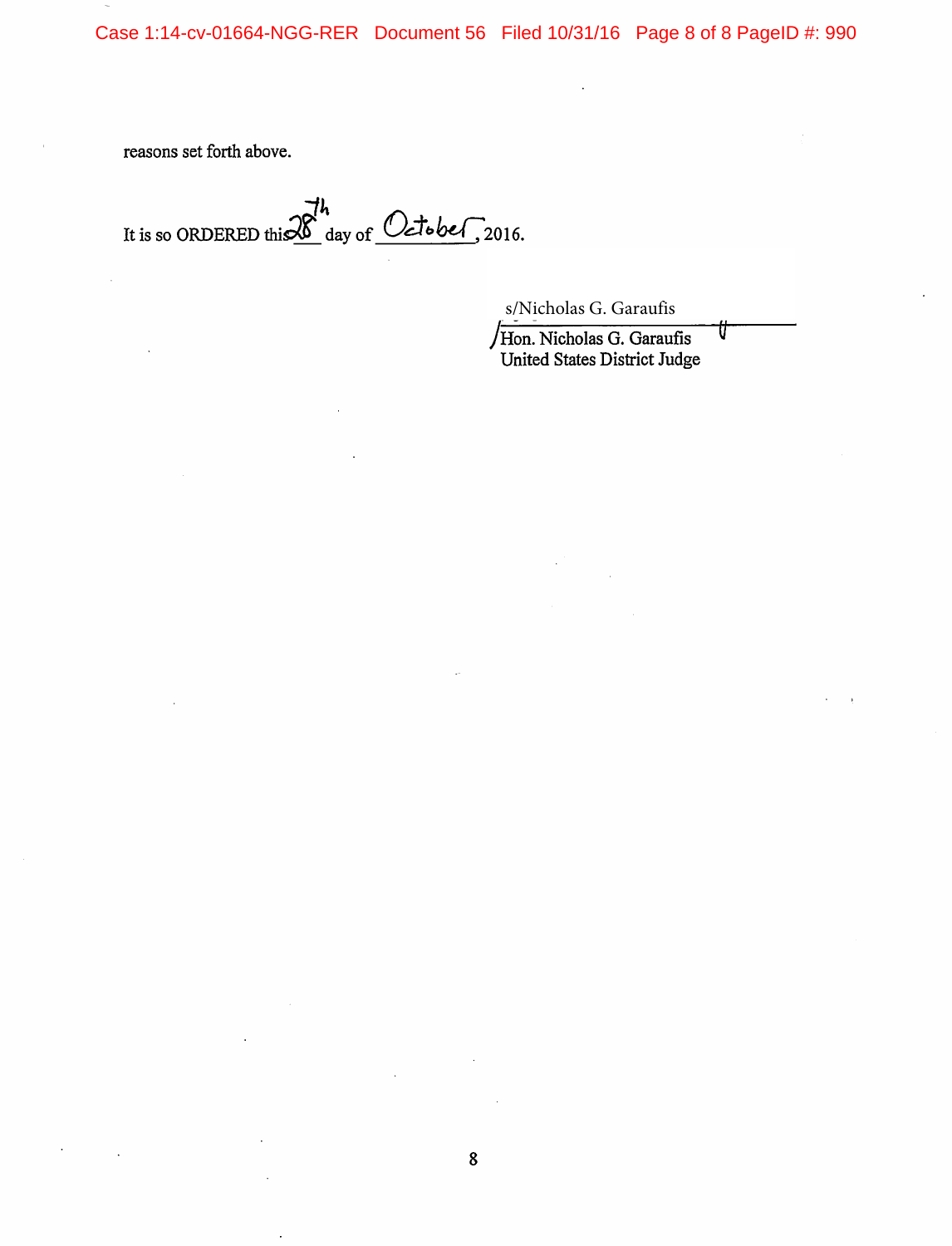reasons set forth above.

It is so ORDERED this 28th day of October, 2016.

s/Nicholas G. Garaufis

Hon. Nicholas G. Garaufis
United States District Judge